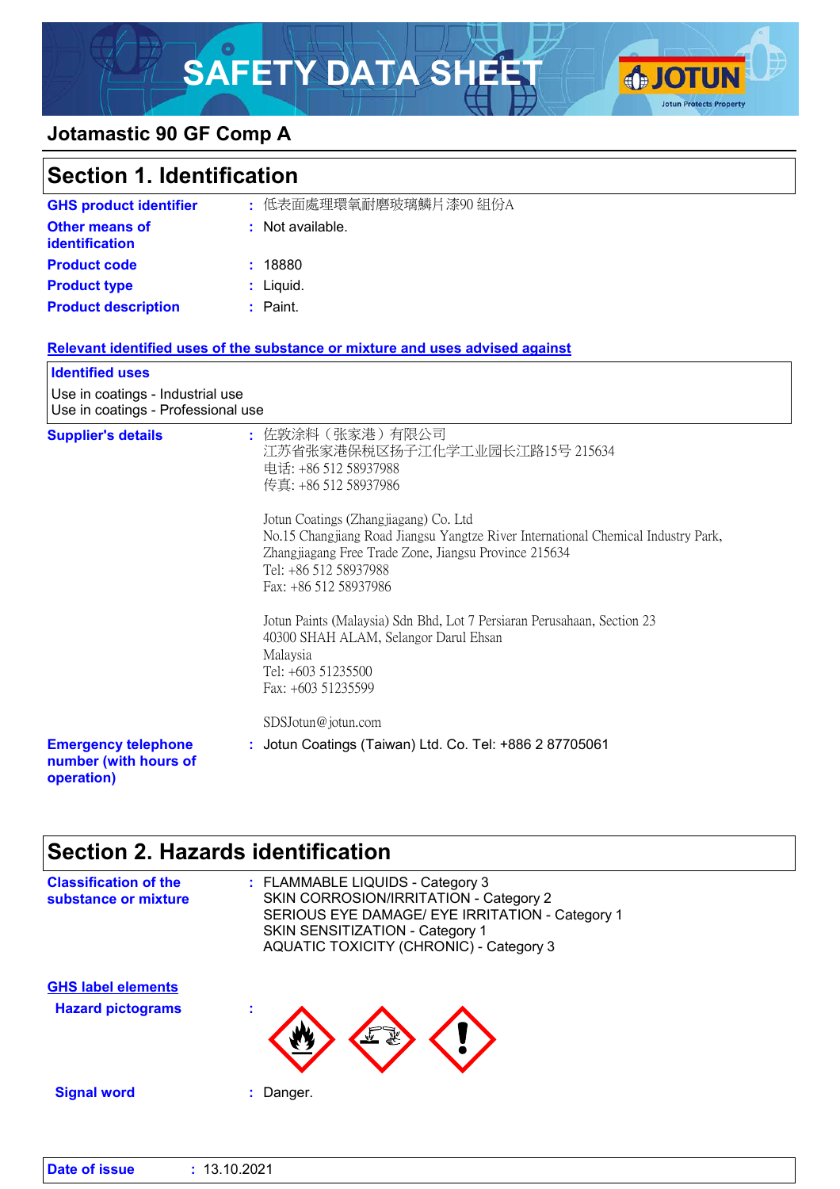# SAFETY DATA SHEET

**Jotamastic 90 GF Comp A**

## Section 1. Identification

**GHS product identifier** : 低表面處理環氧耐磨玻璃鱗片漆90 組份A

**Other means of identification** : Not available.

**Product code** : 18880

**Product type** : Liquid.

**Product description** : Paint.

**Relevant identified uses of the substance or mixture and uses advised against**

**Identified uses**

Use in coatings - Industrial use
Use in coatings - Professional use

**Supplier's details** : 佐敦涂料（张家港）有限公司
江苏省张家港保税区扬子江化学工业园长江路15号 215634
电话: +86 512 58937988
传真: +86 512 58937986

Jotun Coatings (Zhangjiagang) Co. Ltd
No.15 Changjiang Road Jiangsu Yangtze River International Chemical Industry Park, Zhangjiagang Free Trade Zone, Jiangsu Province 215634
Tel: +86 512 58937988
Fax: +86 512 58937986

Jotun Paints (Malaysia) Sdn Bhd, Lot 7 Persiaran Perusahaan, Section 23
40300 SHAH ALAM, Selangor Darul Ehsan
Malaysia
Tel: +603 51235500
Fax: +603 51235599

SDSJotun@jotun.com

**Emergency telephone number (with hours of operation)** : Jotun Coatings (Taiwan) Ltd. Co. Tel: +886 2 87705061

## Section 2. Hazards identification

**Classification of the substance or mixture** : FLAMMABLE LIQUIDS - Category 3
SKIN CORROSION/IRRITATION - Category 2
SERIOUS EYE DAMAGE/ EYE IRRITATION - Category 1
SKIN SENSITIZATION - Category 1
AQUATIC TOXICITY (CHRONIC) - Category 3

**GHS label elements**

**Hazard pictograms** :

**Signal word** : Danger.

**Date of issue** : 13.10.2021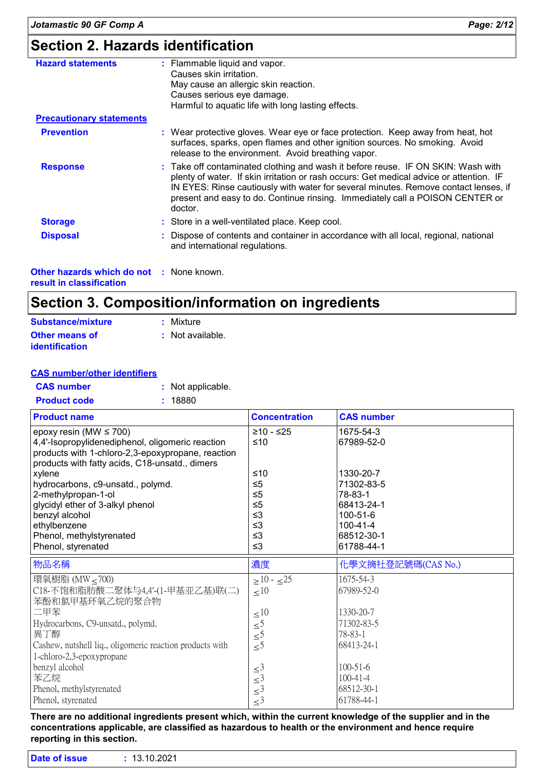## Section 2. Hazards identification

**Hazard statements** : Flammable liquid and vapor.
Causes skin irritation.
May cause an allergic skin reaction.
Causes serious eye damage.
Harmful to aquatic life with long lasting effects.

**Precautionary statements**

**Prevention** : Wear protective gloves. Wear eye or face protection. Keep away from heat, hot surfaces, sparks, open flames and other ignition sources. No smoking. Avoid release to the environment. Avoid breathing vapor.

**Response** : Take off contaminated clothing and wash it before reuse. IF ON SKIN: Wash with plenty of water. If skin irritation or rash occurs: Get medical advice or attention. IF IN EYES: Rinse cautiously with water for several minutes. Remove contact lenses, if present and easy to do. Continue rinsing. Immediately call a POISON CENTER or doctor.

**Storage** : Store in a well-ventilated place. Keep cool.

**Disposal** : Dispose of contents and container in accordance with all local, regional, national and international regulations.

**Other hazards which do not result in classification** : None known.

## Section 3. Composition/information on ingredients

**Substance/mixture** : Mixture

**Other means of identification** : Not available.

**CAS number/other identifiers**

**CAS number** : Not applicable.

**Product code** : 18880

| Product name | Concentration | CAS number |
|---|---|---|
| epoxy resin (MW ≤ 700) | ≥10 - ≤25 | 1675-54-3 |
| 4,4'-Isopropylidenediphenol, oligomeric reaction products with 1-chloro-2,3-epoxypropane, reaction products with fatty acids, C18-unsatd., dimers | ≤10 | 67989-52-0 |
| xylene | ≤10 | 1330-20-7 |
| hydrocarbons, c9-unsatd., polymd. | ≤5 | 71302-83-5 |
| 2-methylpropan-1-ol | ≤5 | 78-83-1 |
| glycidyl ether of 3-alkyl phenol | ≤5 | 68413-24-1 |
| benzyl alcohol | ≤3 | 100-51-6 |
| ethylbenzene | ≤3 | 100-41-4 |
| Phenol, methylstyrenated | ≤3 | 68512-30-1 |
| Phenol, styrenated | ≤3 | 61788-44-1 |

| 物品名稱 | 濃度 | 化學文摘社登記號碼(CAS No.) |
|---|---|---|
| 環氧樹脂 (MW≤700) | ≥10 - ≤25 | 1675-54-3 |
| C18-不饱和脂肪酸二聚体与4,4'-(1-甲基亚乙基)联(二)苯酚和氯甲基环氧乙烷的聚合物 | ≤10 | 67989-52-0 |
| 二甲苯 | ≤10 | 1330-20-7 |
| Hydrocarbons, C9-unsatd., polymd. | ≤5 | 71302-83-5 |
| 異丁醇 | ≤5 | 78-83-1 |
| Cashew, nutshell liq., oligomeric reaction products with 1-chloro-2,3-epoxypropane | ≤5 | 68413-24-1 |
| benzyl alcohol | ≤3 | 100-51-6 |
| 苯乙烷 | ≤3 | 100-41-4 |
| Phenol, methylstyrenated | ≤3 | 68512-30-1 |
| Phenol, styrenated | ≤3 | 61788-44-1 |

**There are no additional ingredients present which, within the current knowledge of the supplier and in the concentrations applicable, are classified as hazardous to health or the environment and hence require reporting in this section.**

**Date of issue** : 13.10.2021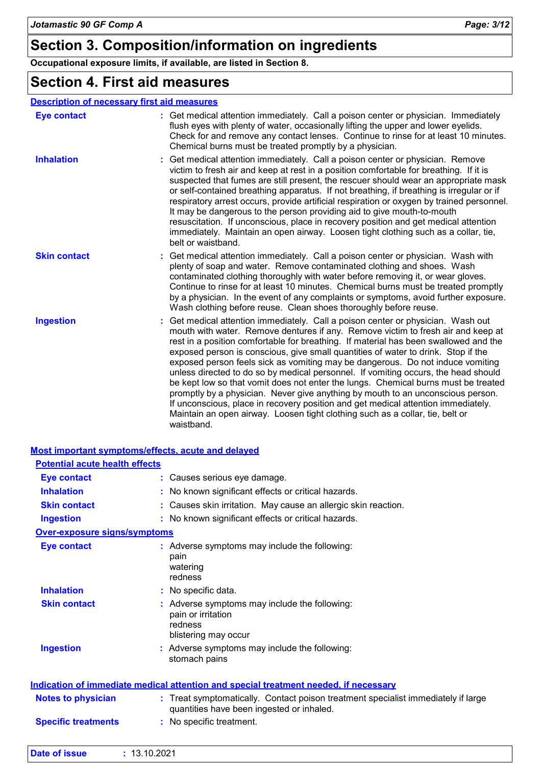# Section 3. Composition/information on ingredients

**Occupational exposure limits, if available, are listed in Section 8.**

# Section 4. First aid measures

## Description of necessary first aid measures

| | |
|---|---|
| **Eye contact** | Get medical attention immediately. Call a poison center or physician. Immediately flush eyes with plenty of water, occasionally lifting the upper and lower eyelids. Check for and remove any contact lenses. Continue to rinse for at least 10 minutes. Chemical burns must be treated promptly by a physician. |
| **Inhalation** | Get medical attention immediately. Call a poison center or physician. Remove victim to fresh air and keep at rest in a position comfortable for breathing. If it is suspected that fumes are still present, the rescuer should wear an appropriate mask or self-contained breathing apparatus. If not breathing, if breathing is irregular or if respiratory arrest occurs, provide artificial respiration or oxygen by trained personnel. It may be dangerous to the person providing aid to give mouth-to-mouth resuscitation. If unconscious, place in recovery position and get medical attention immediately. Maintain an open airway. Loosen tight clothing such as a collar, tie, belt or waistband. |
| **Skin contact** | Get medical attention immediately. Call a poison center or physician. Wash with plenty of soap and water. Remove contaminated clothing and shoes. Wash contaminated clothing thoroughly with water before removing it, or wear gloves. Continue to rinse for at least 10 minutes. Chemical burns must be treated promptly by a physician. In the event of any complaints or symptoms, avoid further exposure. Wash clothing before reuse. Clean shoes thoroughly before reuse. |
| **Ingestion** | Get medical attention immediately. Call a poison center or physician. Wash out mouth with water. Remove dentures if any. Remove victim to fresh air and keep at rest in a position comfortable for breathing. If material has been swallowed and the exposed person is conscious, give small quantities of water to drink. Stop if the exposed person feels sick as vomiting may be dangerous. Do not induce vomiting unless directed to do so by medical personnel. If vomiting occurs, the head should be kept low so that vomit does not enter the lungs. Chemical burns must be treated promptly by a physician. Never give anything by mouth to an unconscious person. If unconscious, place in recovery position and get medical attention immediately. Maintain an open airway. Loosen tight clothing such as a collar, tie, belt or waistband. |

## Most important symptoms/effects, acute and delayed

### Potential acute health effects

| | |
|---|---|
| **Eye contact** | Causes serious eye damage. |
| **Inhalation** | No known significant effects or critical hazards. |
| **Skin contact** | Causes skin irritation. May cause an allergic skin reaction. |
| **Ingestion** | No known significant effects or critical hazards. |

### Over-exposure signs/symptoms

| | |
|---|---|
| **Eye contact** | Adverse symptoms may include the following:<br>pain<br>watering<br>redness |
| **Inhalation** | No specific data. |
| **Skin contact** | Adverse symptoms may include the following:<br>pain or irritation<br>redness<br>blistering may occur |
| **Ingestion** | Adverse symptoms may include the following:<br>stomach pains |

## Indication of immediate medical attention and special treatment needed, if necessary

| | |
|---|---|
| **Notes to physician** | Treat symptomatically. Contact poison treatment specialist immediately if large quantities have been ingested or inhaled. |
| **Specific treatments** | No specific treatment. |

**Date of issue** : 13.10.2021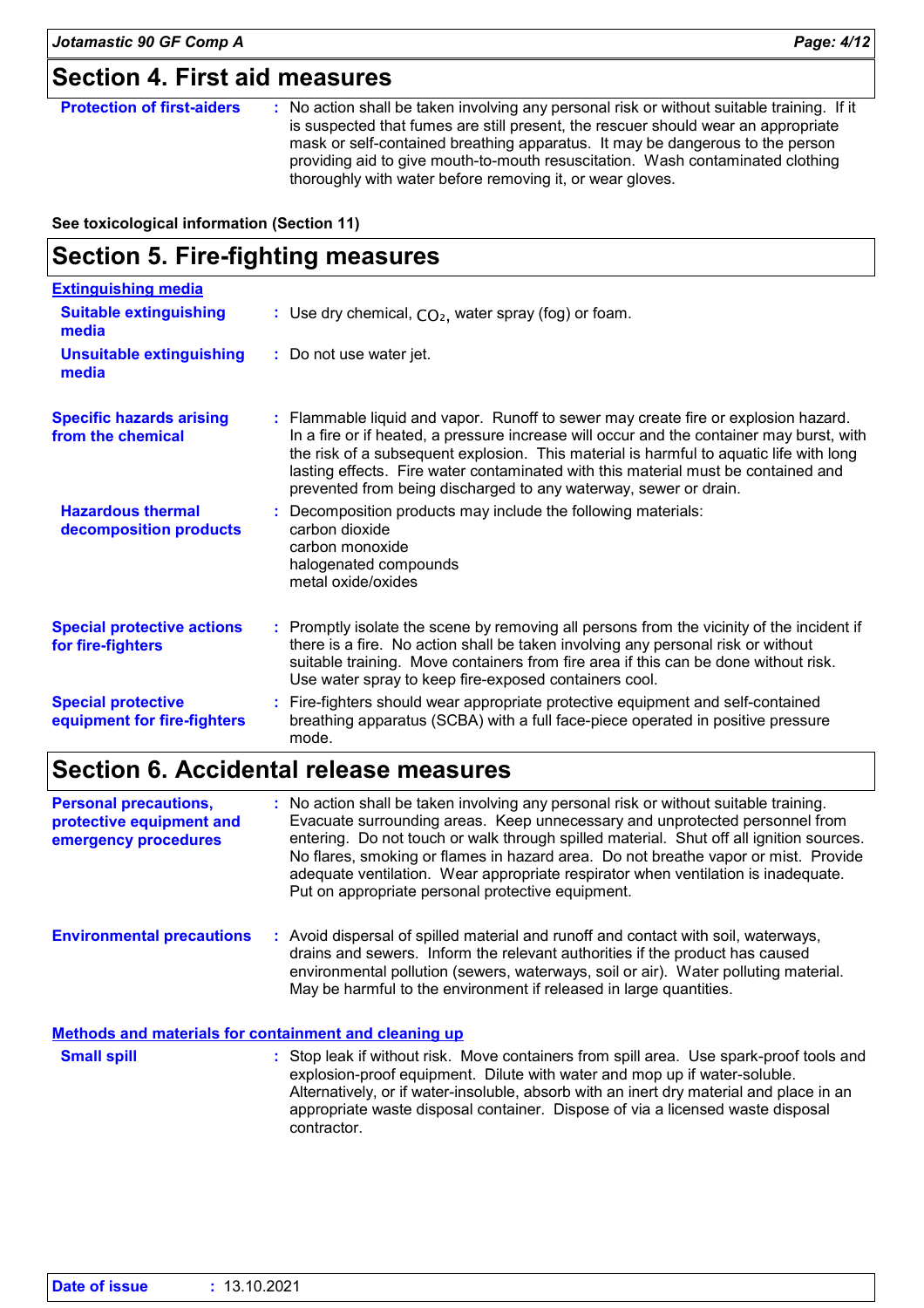## Section 4. First aid measures

**Protection of first-aiders** : No action shall be taken involving any personal risk or without suitable training. If it is suspected that fumes are still present, the rescuer should wear an appropriate mask or self-contained breathing apparatus. It may be dangerous to the person providing aid to give mouth-to-mouth resuscitation. Wash contaminated clothing thoroughly with water before removing it, or wear gloves.

**See toxicological information (Section 11)**

## Section 5. Fire-fighting measures

**Extinguishing media**

**Suitable extinguishing media** : Use dry chemical, $CO_2$, water spray (fog) or foam.

**Unsuitable extinguishing media** : Do not use water jet.

**Specific hazards arising from the chemical** : Flammable liquid and vapor. Runoff to sewer may create fire or explosion hazard. In a fire or if heated, a pressure increase will occur and the container may burst, with the risk of a subsequent explosion. This material is harmful to aquatic life with long lasting effects. Fire water contaminated with this material must be contained and prevented from being discharged to any waterway, sewer or drain.

**Hazardous thermal decomposition products** : Decomposition products may include the following materials:
carbon dioxide
carbon monoxide
halogenated compounds
metal oxide/oxides

**Special protective actions for fire-fighters** : Promptly isolate the scene by removing all persons from the vicinity of the incident if there is a fire. No action shall be taken involving any personal risk or without suitable training. Move containers from fire area if this can be done without risk. Use water spray to keep fire-exposed containers cool.

**Special protective equipment for fire-fighters** : Fire-fighters should wear appropriate protective equipment and self-contained breathing apparatus (SCBA) with a full face-piece operated in positive pressure mode.

## Section 6. Accidental release measures

**Personal precautions, protective equipment and emergency procedures** : No action shall be taken involving any personal risk or without suitable training. Evacuate surrounding areas. Keep unnecessary and unprotected personnel from entering. Do not touch or walk through spilled material. Shut off all ignition sources. No flares, smoking or flames in hazard area. Do not breathe vapor or mist. Provide adequate ventilation. Wear appropriate respirator when ventilation is inadequate. Put on appropriate personal protective equipment.

**Environmental precautions** : Avoid dispersal of spilled material and runoff and contact with soil, waterways, drains and sewers. Inform the relevant authorities if the product has caused environmental pollution (sewers, waterways, soil or air). Water polluting material. May be harmful to the environment if released in large quantities.

**Methods and materials for containment and cleaning up**

**Small spill** : Stop leak if without risk. Move containers from spill area. Use spark-proof tools and explosion-proof equipment. Dilute with water and mop up if water-soluble. Alternatively, or if water-insoluble, absorb with an inert dry material and place in an appropriate waste disposal container. Dispose of via a licensed waste disposal contractor.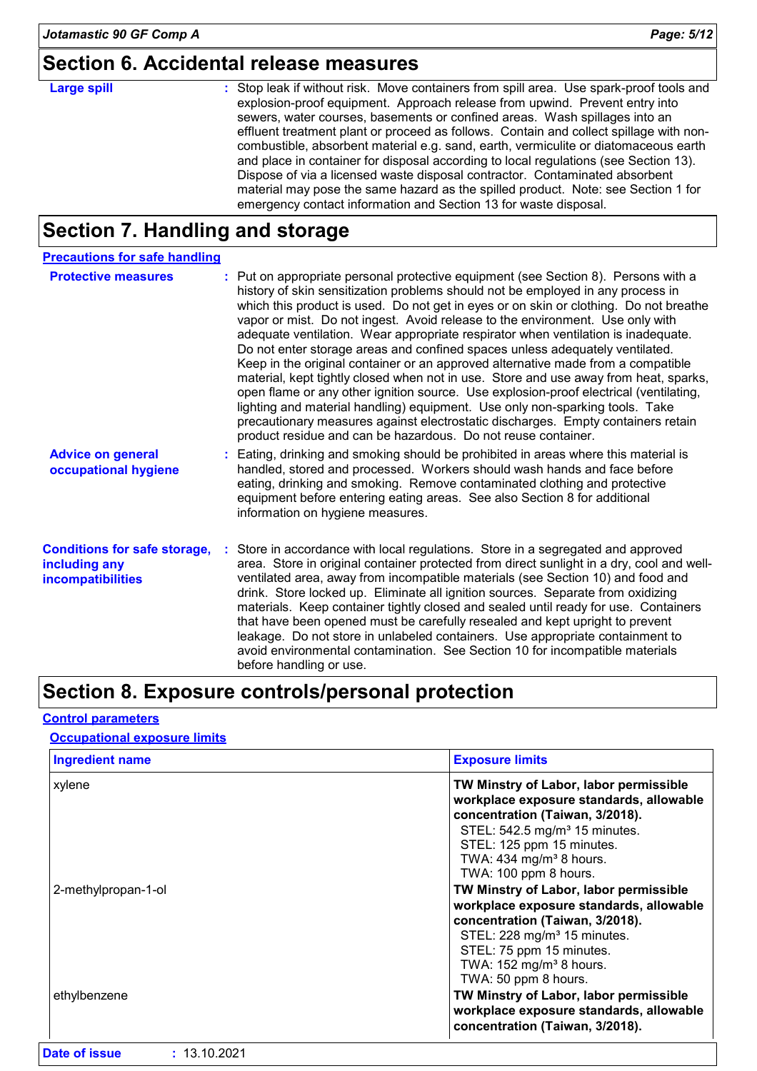## Section 6. Accidental release measures

**Large spill** : Stop leak if without risk. Move containers from spill area. Use spark-proof tools and explosion-proof equipment. Approach release from upwind. Prevent entry into sewers, water courses, basements or confined areas. Wash spillages into an effluent treatment plant or proceed as follows. Contain and collect spillage with non-combustible, absorbent material e.g. sand, earth, vermiculite or diatomaceous earth and place in container for disposal according to local regulations (see Section 13). Dispose of via a licensed waste disposal contractor. Contaminated absorbent material may pose the same hazard as the spilled product. Note: see Section 1 for emergency contact information and Section 13 for waste disposal.

## Section 7. Handling and storage

### Precautions for safe handling

**Protective measures** : Put on appropriate personal protective equipment (see Section 8). Persons with a history of skin sensitization problems should not be employed in any process in which this product is used. Do not get in eyes or on skin or clothing. Do not breathe vapor or mist. Do not ingest. Avoid release to the environment. Use only with adequate ventilation. Wear appropriate respirator when ventilation is inadequate. Do not enter storage areas and confined spaces unless adequately ventilated. Keep in the original container or an approved alternative made from a compatible material, kept tightly closed when not in use. Store and use away from heat, sparks, open flame or any other ignition source. Use explosion-proof electrical (ventilating, lighting and material handling) equipment. Use only non-sparking tools. Take precautionary measures against electrostatic discharges. Empty containers retain product residue and can be hazardous. Do not reuse container.

**Advice on general occupational hygiene** : Eating, drinking and smoking should be prohibited in areas where this material is handled, stored and processed. Workers should wash hands and face before eating, drinking and smoking. Remove contaminated clothing and protective equipment before entering eating areas. See also Section 8 for additional information on hygiene measures.

**Conditions for safe storage, including any incompatibilities** : Store in accordance with local regulations. Store in a segregated and approved area. Store in original container protected from direct sunlight in a dry, cool and well-ventilated area, away from incompatible materials (see Section 10) and food and drink. Store locked up. Eliminate all ignition sources. Separate from oxidizing materials. Keep container tightly closed and sealed until ready for use. Containers that have been opened must be carefully resealed and kept upright to prevent leakage. Do not store in unlabeled containers. Use appropriate containment to avoid environmental contamination. See Section 10 for incompatible materials before handling or use.

## Section 8. Exposure controls/personal protection

### Control parameters

#### Occupational exposure limits

| Ingredient name | Exposure limits |
|---|---|
| xylene | **TW Minstry of Labor, labor permissible workplace exposure standards, allowable concentration (Taiwan, 3/2018).**<br>STEL: 542.5 mg/m³ 15 minutes.<br>STEL: 125 ppm 15 minutes.<br>TWA: 434 mg/m³ 8 hours.<br>TWA: 100 ppm 8 hours. |
| 2-methylpropan-1-ol | **TW Minstry of Labor, labor permissible workplace exposure standards, allowable concentration (Taiwan, 3/2018).**<br>STEL: 228 mg/m³ 15 minutes.<br>STEL: 75 ppm 15 minutes.<br>TWA: 152 mg/m³ 8 hours.<br>TWA: 50 ppm 8 hours. |
| ethylbenzene | **TW Minstry of Labor, labor permissible workplace exposure standards, allowable concentration (Taiwan, 3/2018).** |

**Date of issue** : 13.10.2021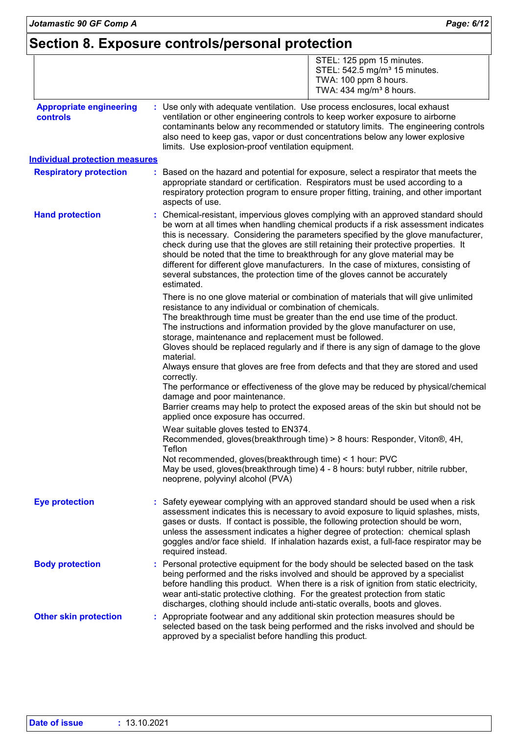## Section 8. Exposure controls/personal protection

| | |
|---|---|
| | STEL: 125 ppm 15 minutes.<br>STEL: 542.5 mg/m³ 15 minutes.<br>TWA: 100 ppm 8 hours.<br>TWA: 434 mg/m³ 8 hours. |

**Appropriate engineering controls** : Use only with adequate ventilation. Use process enclosures, local exhaust ventilation or other engineering controls to keep worker exposure to airborne contaminants below any recommended or statutory limits. The engineering controls also need to keep gas, vapor or dust concentrations below any lower explosive limits. Use explosion-proof ventilation equipment.

### Individual protection measures

**Respiratory protection** : Based on the hazard and potential for exposure, select a respirator that meets the appropriate standard or certification. Respirators must be used according to a respiratory protection program to ensure proper fitting, training, and other important aspects of use.

**Hand protection** : Chemical-resistant, impervious gloves complying with an approved standard should be worn at all times when handling chemical products if a risk assessment indicates this is necessary. Considering the parameters specified by the glove manufacturer, check during use that the gloves are still retaining their protective properties. It should be noted that the time to breakthrough for any glove material may be different for different glove manufacturers. In the case of mixtures, consisting of several substances, the protection time of the gloves cannot be accurately estimated.

There is no one glove material or combination of materials that will give unlimited resistance to any individual or combination of chemicals.
The breakthrough time must be greater than the end use time of the product.
The instructions and information provided by the glove manufacturer on use, storage, maintenance and replacement must be followed.
Gloves should be replaced regularly and if there is any sign of damage to the glove material.
Always ensure that gloves are free from defects and that they are stored and used correctly.
The performance or effectiveness of the glove may be reduced by physical/chemical damage and poor maintenance.
Barrier creams may help to protect the exposed areas of the skin but should not be applied once exposure has occurred.

Wear suitable gloves tested to EN374.
Recommended, gloves(breakthrough time) > 8 hours: Responder, Viton®, 4H, Teflon
Not recommended, gloves(breakthrough time) < 1 hour: PVC
May be used, gloves(breakthrough time) 4 - 8 hours: butyl rubber, nitrile rubber, neoprene, polyvinyl alcohol (PVA)

**Eye protection** : Safety eyewear complying with an approved standard should be used when a risk assessment indicates this is necessary to avoid exposure to liquid splashes, mists, gases or dusts. If contact is possible, the following protection should be worn, unless the assessment indicates a higher degree of protection: chemical splash goggles and/or face shield. If inhalation hazards exist, a full-face respirator may be required instead.

**Body protection** : Personal protective equipment for the body should be selected based on the task being performed and the risks involved and should be approved by a specialist before handling this product. When there is a risk of ignition from static electricity, wear anti-static protective clothing. For the greatest protection from static discharges, clothing should include anti-static overalls, boots and gloves.

**Other skin protection** : Appropriate footwear and any additional skin protection measures should be selected based on the task being performed and the risks involved and should be approved by a specialist before handling this product.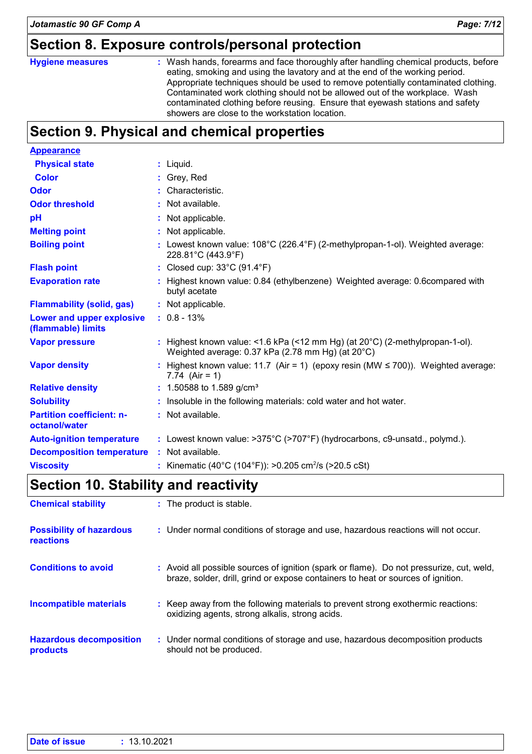## Section 8. Exposure controls/personal protection

| | |
|---|---|
| **Hygiene measures** | : Wash hands, forearms and face thoroughly after handling chemical products, before eating, smoking and using the lavatory and at the end of the working period. Appropriate techniques should be used to remove potentially contaminated clothing. Contaminated work clothing should not be allowed out of the workplace. Wash contaminated clothing before reusing. Ensure that eyewash stations and safety showers are close to the workstation location. |

## Section 9. Physical and chemical properties

| | |
|---|---|
| **Appearance** | |
| **Physical state** | : Liquid. |
| **Color** | : Grey, Red |
| **Odor** | : Characteristic. |
| **Odor threshold** | : Not available. |
| **pH** | : Not applicable. |
| **Melting point** | : Not applicable. |
| **Boiling point** | : Lowest known value: 108°C (226.4°F) (2-methylpropan-1-ol). Weighted average: 228.81°C (443.9°F) |
| **Flash point** | : Closed cup: 33°C (91.4°F) |
| **Evaporation rate** | : Highest known value: 0.84 (ethylbenzene) Weighted average: 0.6compared with butyl acetate |
| **Flammability (solid, gas)** | : Not applicable. |
| **Lower and upper explosive (flammable) limits** | : 0.8 - 13% |
| **Vapor pressure** | : Highest known value: <1.6 kPa (<12 mm Hg) (at 20°C) (2-methylpropan-1-ol). Weighted average: 0.37 kPa (2.78 mm Hg) (at 20°C) |
| **Vapor density** | : Highest known value: 11.7 (Air = 1) (epoxy resin (MW ≤ 700)). Weighted average: 7.74 (Air = 1) |
| **Relative density** | : 1.50588 to 1.589 g/cm³ |
| **Solubility** | : Insoluble in the following materials: cold water and hot water. |
| **Partition coefficient: n-octanol/water** | : Not available. |
| **Auto-ignition temperature** | : Lowest known value: >375°C (>707°F) (hydrocarbons, c9-unsatd., polymd.). |
| **Decomposition temperature** | : Not available. |
| **Viscosity** | : Kinematic (40°C (104°F)): >0.205 $cm^2/s$ (>20.5 cSt) |

## Section 10. Stability and reactivity

| | |
|---|---|
| **Chemical stability** | : The product is stable. |
| **Possibility of hazardous reactions** | : Under normal conditions of storage and use, hazardous reactions will not occur. |
| **Conditions to avoid** | : Avoid all possible sources of ignition (spark or flame). Do not pressurize, cut, weld, braze, solder, drill, grind or expose containers to heat or sources of ignition. |
| **Incompatible materials** | : Keep away from the following materials to prevent strong exothermic reactions: oxidizing agents, strong alkalis, strong acids. |
| **Hazardous decomposition products** | : Under normal conditions of storage and use, hazardous decomposition products should not be produced. |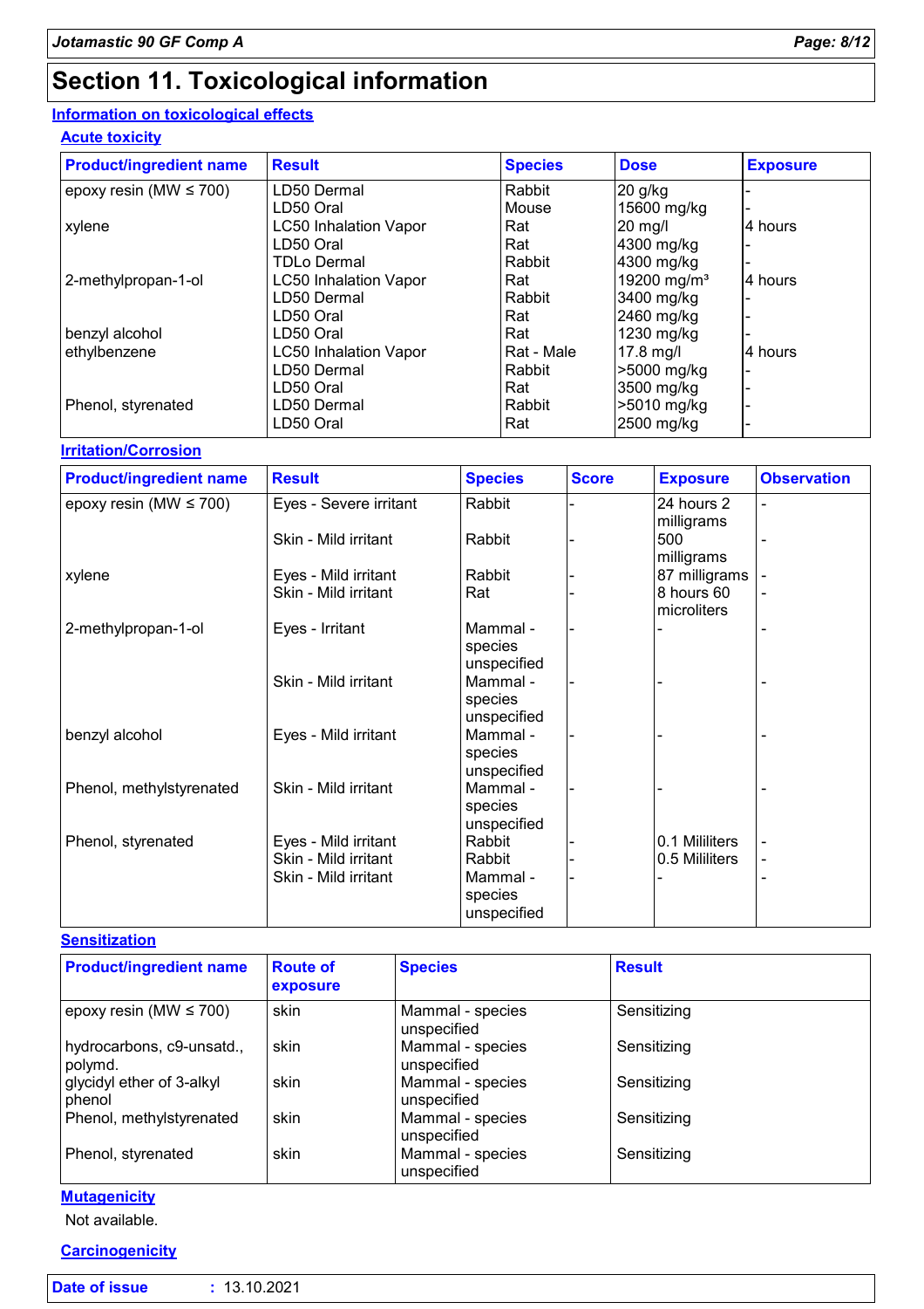# Section 11. Toxicological information

## Information on toxicological effects

### Acute toxicity

| Product/ingredient name | Result | Species | Dose | Exposure |
|---|---|---|---|---|
| epoxy resin (MW ≤ 700) | LD50 Dermal | Rabbit | 20 g/kg | - |
| | LD50 Oral | Mouse | 15600 mg/kg | - |
| xylene | LC50 Inhalation Vapor | Rat | 20 mg/l | 4 hours |
| | LD50 Oral | Rat | 4300 mg/kg | - |
| | TDLo Dermal | Rabbit | 4300 mg/kg | - |
| 2-methylpropan-1-ol | LC50 Inhalation Vapor | Rat | 19200 mg/m³ | 4 hours |
| | LD50 Dermal | Rabbit | 3400 mg/kg | - |
| | LD50 Oral | Rat | 2460 mg/kg | - |
| benzyl alcohol | LD50 Oral | Rat | 1230 mg/kg | - |
| ethylbenzene | LC50 Inhalation Vapor | Rat - Male | 17.8 mg/l | 4 hours |
| | LD50 Dermal | Rabbit | >5000 mg/kg | - |
| | LD50 Oral | Rat | 3500 mg/kg | - |
| Phenol, styrenated | LD50 Dermal | Rabbit | >5010 mg/kg | - |
| | LD50 Oral | Rat | 2500 mg/kg | - |

### Irritation/Corrosion

| Product/ingredient name | Result | Species | Score | Exposure | Observation |
|---|---|---|---|---|---|
| epoxy resin (MW ≤ 700) | Eyes - Severe irritant | Rabbit | - | 24 hours 2 milligrams | - |
| | Skin - Mild irritant | Rabbit | - | 500 milligrams | - |
| xylene | Eyes - Mild irritant | Rabbit | - | 87 milligrams | - |
| | Skin - Mild irritant | Rat | - | 8 hours 60 microliters | - |
| 2-methylpropan-1-ol | Eyes - Irritant | Mammal - species unspecified | - | - | - |
| | Skin - Mild irritant | Mammal - species unspecified | - | - | - |
| benzyl alcohol | Eyes - Mild irritant | Mammal - species unspecified | - | - | - |
| Phenol, methylstyrenated | Skin - Mild irritant | Mammal - species unspecified | - | - | - |
| Phenol, styrenated | Eyes - Mild irritant | Rabbit | - | 0.1 Mililiters | - |
| | Skin - Mild irritant | Rabbit | - | 0.5 Mililiters | - |
| | Skin - Mild irritant | Mammal - species unspecified | - | - | - |

### Sensitization

| Product/ingredient name | Route of exposure | Species | Result |
|---|---|---|---|
| epoxy resin (MW ≤ 700) | skin | Mammal - species unspecified | Sensitizing |
| hydrocarbons, c9-unsatd., polymd. | skin | Mammal - species unspecified | Sensitizing |
| glycidyl ether of 3-alkyl phenol | skin | Mammal - species unspecified | Sensitizing |
| Phenol, methylstyrenated | skin | Mammal - species unspecified | Sensitizing |
| Phenol, styrenated | skin | Mammal - species unspecified | Sensitizing |

### Mutagenicity

Not available.

### Carcinogenicity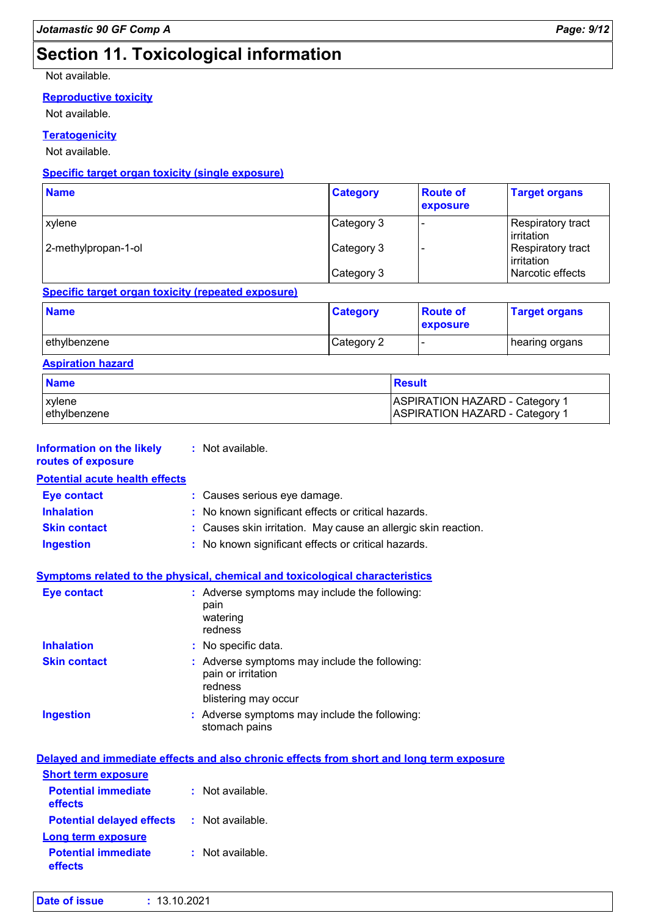## Section 11. Toxicological information

Not available.

**Reproductive toxicity**

Not available.

**Teratogenicity**

Not available.

**Specific target organ toxicity (single exposure)**

| Name | Category | Route of exposure | Target organs |
|---|---|---|---|
| xylene | Category 3 | - | Respiratory tract irritation |
| 2-methylpropan-1-ol | Category 3 | - | Respiratory tract irritation |
| | Category 3 | - | Narcotic effects |

**Specific target organ toxicity (repeated exposure)**

| Name | Category | Route of exposure | Target organs |
|---|---|---|---|
| ethylbenzene | Category 2 | - | hearing organs |

**Aspiration hazard**

| Name | Result |
|---|---|
| xylene | ASPIRATION HAZARD - Category 1 |
| ethylbenzene | ASPIRATION HAZARD - Category 1 |

**Information on the likely routes of exposure** : Not available.

**Potential acute health effects**

**Eye contact** : Causes serious eye damage.

**Inhalation** : No known significant effects or critical hazards.

**Skin contact** : Causes skin irritation. May cause an allergic skin reaction.

**Ingestion** : No known significant effects or critical hazards.

**Symptoms related to the physical, chemical and toxicological characteristics**

**Eye contact** : Adverse symptoms may include the following:
pain
watering
redness

**Inhalation** : No specific data.

**Skin contact** : Adverse symptoms may include the following:
pain or irritation
redness
blistering may occur

**Ingestion** : Adverse symptoms may include the following:
stomach pains

**Delayed and immediate effects and also chronic effects from short and long term exposure**

**Short term exposure**

**Potential immediate effects** : Not available.

**Potential delayed effects** : Not available.

**Long term exposure**

**Potential immediate effects** : Not available.

**Date of issue** : 13.10.2021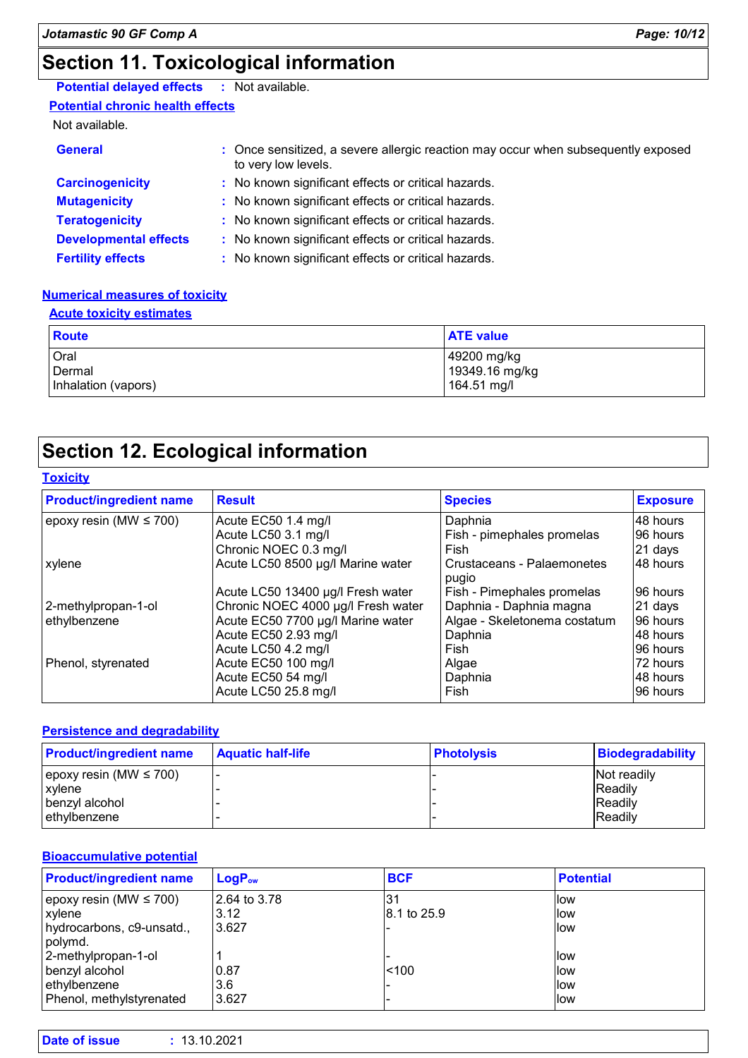# Section 11. Toxicological information

**Potential delayed effects** : Not available.

**Potential chronic health effects**

Not available.

**General** : Once sensitized, a severe allergic reaction may occur when subsequently exposed to very low levels.

**Carcinogenicity** : No known significant effects or critical hazards.

**Mutagenicity** : No known significant effects or critical hazards.

**Teratogenicity** : No known significant effects or critical hazards.

**Developmental effects** : No known significant effects or critical hazards.

**Fertility effects** : No known significant effects or critical hazards.

**Numerical measures of toxicity**

**Acute toxicity estimates**

| Route | ATE value |
|---|---|
| Oral | 49200 mg/kg |
| Dermal | 19349.16 mg/kg |
| Inhalation (vapors) | 164.51 mg/l |

# Section 12. Ecological information

**Toxicity**

| Product/ingredient name | Result | Species | Exposure |
|---|---|---|---|
| epoxy resin (MW ≤ 700) | Acute EC50 1.4 mg/l | Daphnia | 48 hours |
| | Acute LC50 3.1 mg/l | Fish - pimephales promelas | 96 hours |
| | Chronic NOEC 0.3 mg/l | Fish | 21 days |
| xylene | Acute LC50 8500 µg/l Marine water | Crustaceans - Palaemonetes pugio | 48 hours |
| | Acute LC50 13400 µg/l Fresh water | Fish - Pimephales promelas | 96 hours |
| 2-methylpropan-1-ol | Chronic NOEC 4000 µg/l Fresh water | Daphnia - Daphnia magna | 21 days |
| ethylbenzene | Acute EC50 7700 µg/l Marine water | Algae - Skeletonema costatum | 96 hours |
| | Acute EC50 2.93 mg/l | Daphnia | 48 hours |
| | Acute LC50 4.2 mg/l | Fish | 96 hours |
| Phenol, styrenated | Acute EC50 100 mg/l | Algae | 72 hours |
| | Acute EC50 54 mg/l | Daphnia | 48 hours |
| | Acute LC50 25.8 mg/l | Fish | 96 hours |

**Persistence and degradability**

| Product/ingredient name | Aquatic half-life | Photolysis | Biodegradability |
|---|---|---|---|
| epoxy resin (MW ≤ 700) | - | - | Not readily |
| xylene | - | - | Readily |
| benzyl alcohol | - | - | Readily |
| ethylbenzene | - | - | Readily |

**Bioaccumulative potential**

| Product/ingredient name | $LogP_{ow}$ | BCF | Potential |
|---|---|---|---|
| epoxy resin (MW ≤ 700) | 2.64 to 3.78 | 31 | low |
| xylene | 3.12 | 8.1 to 25.9 | low |
| hydrocarbons, c9-unsatd., polymd. | 3.627 | - | low |
| 2-methylpropan-1-ol | 1 | - | low |
| benzyl alcohol | 0.87 | <100 | low |
| ethylbenzene | 3.6 | - | low |
| Phenol, methylstyrenated | 3.627 | - | low |

**Date of issue** : 13.10.2021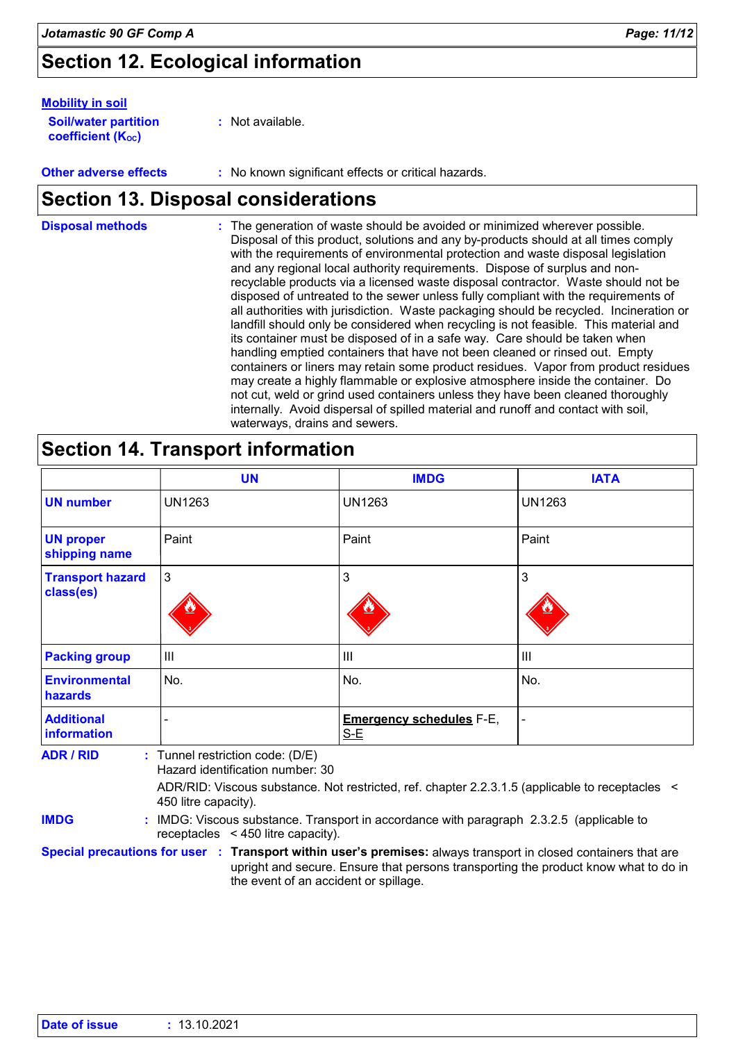## Section 12. Ecological information

**Mobility in soil**

**Soil/water partition coefficient ($K_{OC}$)** : Not available.

**Other adverse effects** : No known significant effects or critical hazards.

## Section 13. Disposal considerations

**Disposal methods** : The generation of waste should be avoided or minimized wherever possible. Disposal of this product, solutions and any by-products should at all times comply with the requirements of environmental protection and waste disposal legislation and any regional local authority requirements. Dispose of surplus and non-recyclable products via a licensed waste disposal contractor. Waste should not be disposed of untreated to the sewer unless fully compliant with the requirements of all authorities with jurisdiction. Waste packaging should be recycled. Incineration or landfill should only be considered when recycling is not feasible. This material and its container must be disposed of in a safe way. Care should be taken when handling emptied containers that have not been cleaned or rinsed out. Empty containers or liners may retain some product residues. Vapor from product residues may create a highly flammable or explosive atmosphere inside the container. Do not cut, weld or grind used containers unless they have been cleaned thoroughly internally. Avoid dispersal of spilled material and runoff and contact with soil, waterways, drains and sewers.

## Section 14. Transport information

| | UN | IMDG | IATA |
|---|---|---|---|
| **UN number** | UN1263 | UN1263 | UN1263 |
| **UN proper shipping name** | Paint | Paint | Paint |
| **Transport hazard class(es)** | 3 | 3 | 3 |
| **Packing group** | III | III | III |
| **Environmental hazards** | No. | No. | No. |
| **Additional information** | - | **Emergency schedules** F-E, S-E | - |

**ADR / RID** : Tunnel restriction code: (D/E)
Hazard identification number: 30
ADR/RID: Viscous substance. Not restricted, ref. chapter 2.2.3.1.5 (applicable to receptacles < 450 litre capacity).

**IMDG** : IMDG: Viscous substance. Transport in accordance with paragraph 2.3.2.5 (applicable to receptacles < 450 litre capacity).

**Special precautions for user** : **Transport within user's premises:** always transport in closed containers that are upright and secure. Ensure that persons transporting the product know what to do in the event of an accident or spillage.

**Date of issue** : 13.10.2021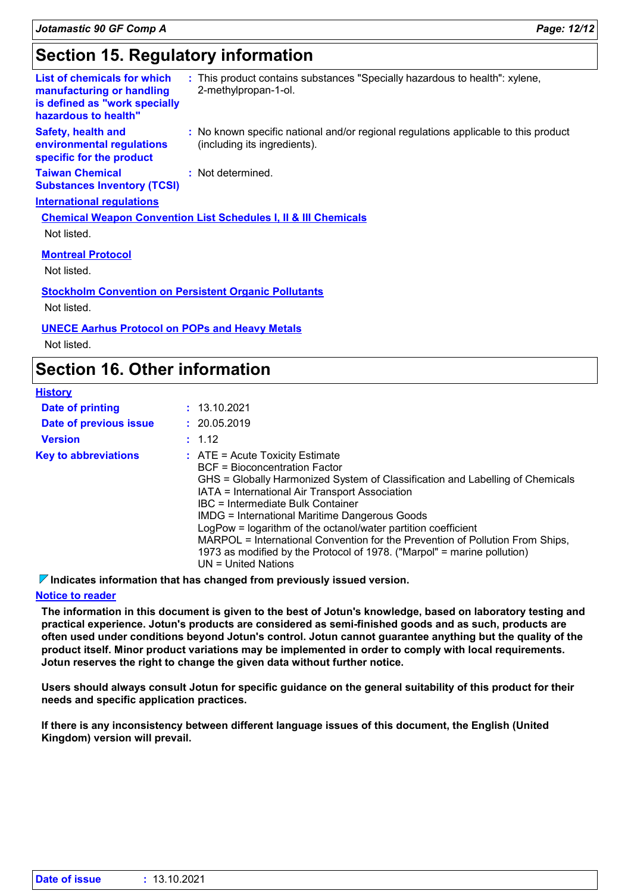## Section 15. Regulatory information

| | |
|---|---|
| **List of chemicals for which manufacturing or handling is defined as "work specially hazardous to health"** | : This product contains substances "Specially hazardous to health": xylene, 2-methylpropan-1-ol. |
| **Safety, health and environmental regulations specific for the product** | : No known specific national and/or regional regulations applicable to this product (including its ingredients). |
| **Taiwan Chemical Substances Inventory (TCSI)** | : Not determined. |

### International regulations

**Chemical Weapon Convention List Schedules I, II & III Chemicals**

Not listed.

**Montreal Protocol**

Not listed.

**Stockholm Convention on Persistent Organic Pollutants**

Not listed.

**UNECE Aarhus Protocol on POPs and Heavy Metals**

Not listed.

## Section 16. Other information

### History

| | |
|---|---|
| **Date of printing** | : 13.10.2021 |
| **Date of previous issue** | : 20.05.2019 |
| **Version** | : 1.12 |

**Key to abbreviations** :
ATE = Acute Toxicity Estimate
BCF = Bioconcentration Factor
GHS = Globally Harmonized System of Classification and Labelling of Chemicals
IATA = International Air Transport Association
IBC = Intermediate Bulk Container
IMDG = International Maritime Dangerous Goods
LogPow = logarithm of the octanol/water partition coefficient
MARPOL = International Convention for the Prevention of Pollution From Ships, 1973 as modified by the Protocol of 1978. ("Marpol" = marine pollution)
UN = United Nations

**Indicates information that has changed from previously issued version.**

### Notice to reader

**The information in this document is given to the best of Jotun's knowledge, based on laboratory testing and practical experience. Jotun's products are considered as semi-finished goods and as such, products are often used under conditions beyond Jotun's control. Jotun cannot guarantee anything but the quality of the product itself. Minor product variations may be implemented in order to comply with local requirements. Jotun reserves the right to change the given data without further notice.**

**Users should always consult Jotun for specific guidance on the general suitability of this product for their needs and specific application practices.**

**If there is any inconsistency between different language issues of this document, the English (United Kingdom) version will prevail.**

**Date of issue** : 13.10.2021